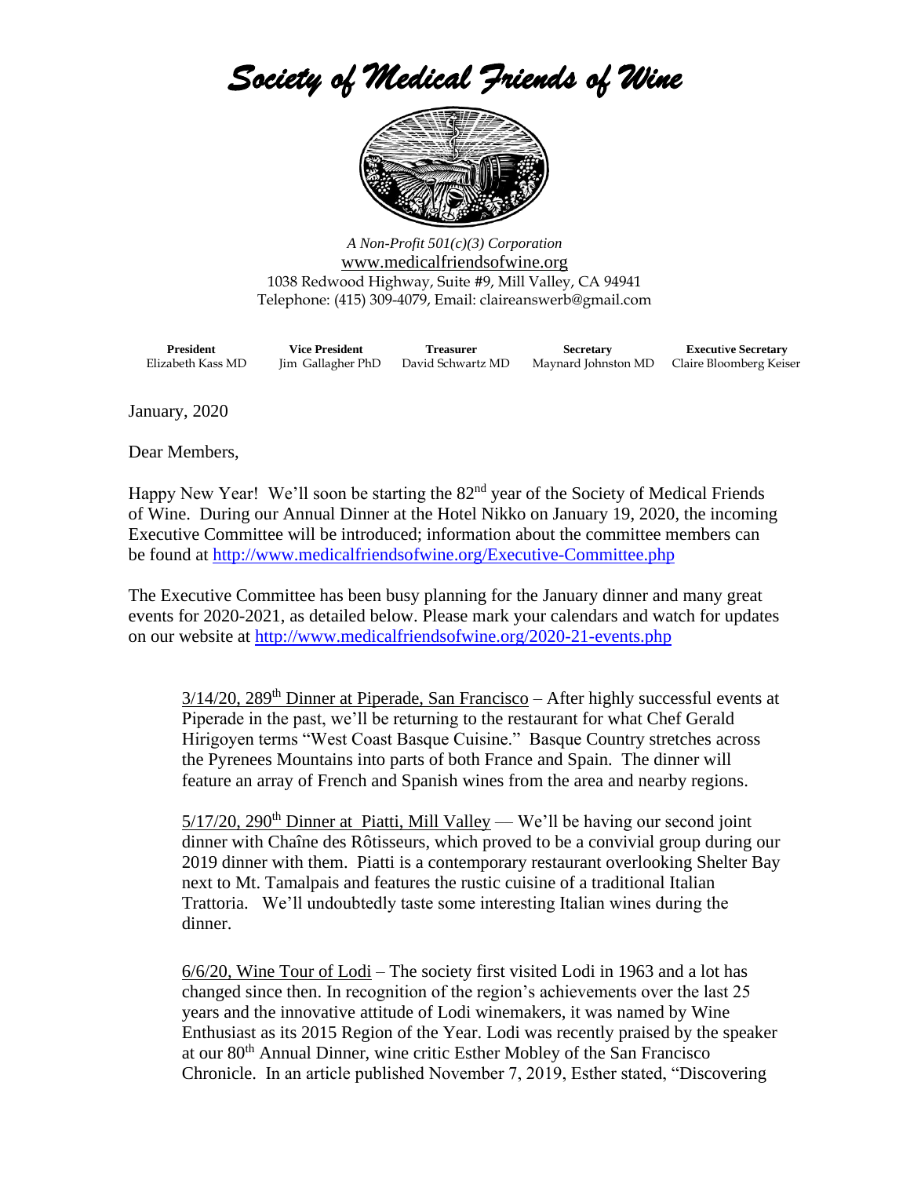# *Society of Medical Friends of Wine*

*A Non-Profit 501(c)(3) Corporation*
www.medicalfriendsofwine.org
1038 Redwood Highway, Suite #9, Mill Valley, CA 94941
Telephone: (415) 309-4079, Email: claireanswerb@gmail.com

| **President** | **Vice President** | **Treasurer** | **Secretary** | **Executive Secretary** |
|---|---|---|---|---|
| Elizabeth Kass MD | Jim Gallagher PhD | David Schwartz MD | Maynard Johnston MD | Claire Bloomberg Keiser |

January, 2020

Dear Members,

Happy New Year! We'll soon be starting the 82nd year of the Society of Medical Friends of Wine. During our Annual Dinner at the Hotel Nikko on January 19, 2020, the incoming Executive Committee will be introduced; information about the committee members can be found at http://www.medicalfriendsofwine.org/Executive-Committee.php

The Executive Committee has been busy planning for the January dinner and many great events for 2020-2021, as detailed below. Please mark your calendars and watch for updates on our website at http://www.medicalfriendsofwine.org/2020-21-events.php

3/14/20, 289th Dinner at Piperade, San Francisco – After highly successful events at Piperade in the past, we'll be returning to the restaurant for what Chef Gerald Hirigoyen terms "West Coast Basque Cuisine." Basque Country stretches across the Pyrenees Mountains into parts of both France and Spain. The dinner will feature an array of French and Spanish wines from the area and nearby regions.

5/17/20, 290th Dinner at Piatti, Mill Valley — We'll be having our second joint dinner with Chaîne des Rôtisseurs, which proved to be a convivial group during our 2019 dinner with them. Piatti is a contemporary restaurant overlooking Shelter Bay next to Mt. Tamalpais and features the rustic cuisine of a traditional Italian Trattoria. We'll undoubtedly taste some interesting Italian wines during the dinner.

6/6/20, Wine Tour of Lodi – The society first visited Lodi in 1963 and a lot has changed since then. In recognition of the region's achievements over the last 25 years and the innovative attitude of Lodi winemakers, it was named by Wine Enthusiast as its 2015 Region of the Year. Lodi was recently praised by the speaker at our 80th Annual Dinner, wine critic Esther Mobley of the San Francisco Chronicle. In an article published November 7, 2019, Esther stated, "Discovering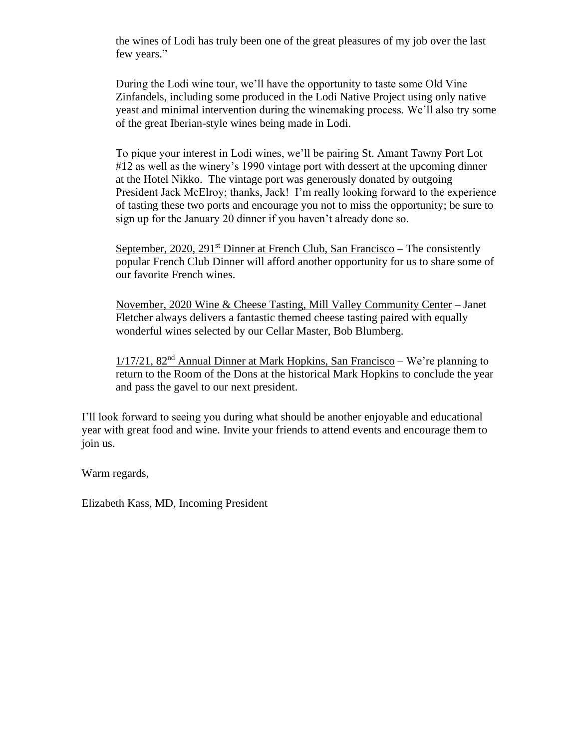the wines of Lodi has truly been one of the great pleasures of my job over the last few years."

During the Lodi wine tour, we'll have the opportunity to taste some Old Vine Zinfandels, including some produced in the Lodi Native Project using only native yeast and minimal intervention during the winemaking process. We'll also try some of the great Iberian-style wines being made in Lodi.

To pique your interest in Lodi wines, we'll be pairing St. Amant Tawny Port Lot #12 as well as the winery's 1990 vintage port with dessert at the upcoming dinner at the Hotel Nikko. The vintage port was generously donated by outgoing President Jack McElroy; thanks, Jack! I'm really looking forward to the experience of tasting these two ports and encourage you not to miss the opportunity; be sure to sign up for the January 20 dinner if you haven't already done so.

<u>September, 2020, 291st Dinner at French Club, San Francisco</u> – The consistently popular French Club Dinner will afford another opportunity for us to share some of our favorite French wines.

<u>November, 2020 Wine & Cheese Tasting, Mill Valley Community Center</u> – Janet Fletcher always delivers a fantastic themed cheese tasting paired with equally wonderful wines selected by our Cellar Master, Bob Blumberg.

<u>1/17/21, 82nd Annual Dinner at Mark Hopkins, San Francisco</u> – We're planning to return to the Room of the Dons at the historical Mark Hopkins to conclude the year and pass the gavel to our next president.

I'll look forward to seeing you during what should be another enjoyable and educational year with great food and wine. Invite your friends to attend events and encourage them to join us.

Warm regards,

Elizabeth Kass, MD, Incoming President